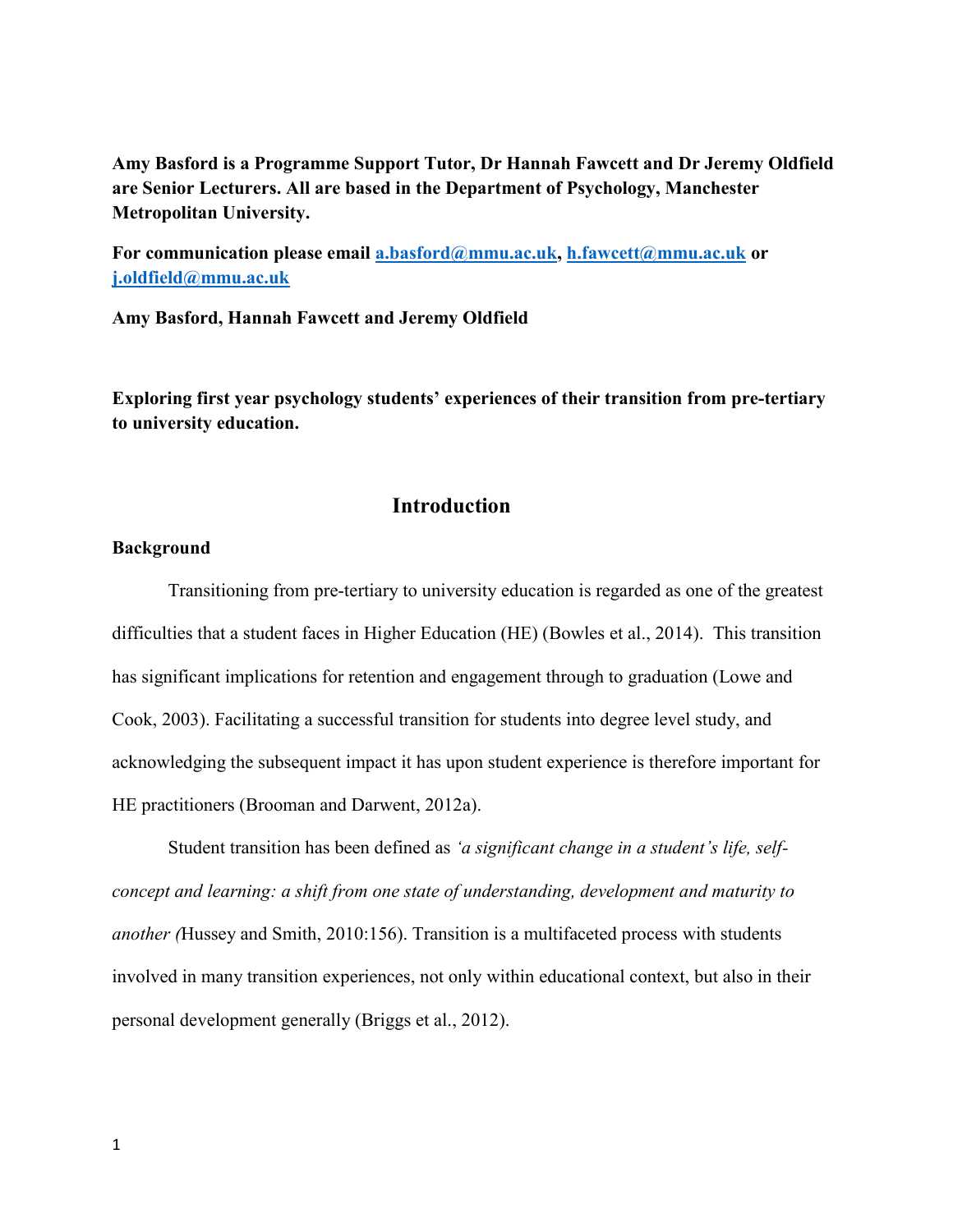**Amy Basford is a Programme Support Tutor, Dr Hannah Fawcett and Dr Jeremy Oldfield are Senior Lecturers. All are based in the Department of Psychology, Manchester Metropolitan University.**

**For communication please email [a.basford@mmu.ac.uk](mailto:a.basford@mmu.ac.uk), [h.fawcett@mmu.ac.uk](mailto:h.fawcett@mmu.ac.uk) or [j.oldfield@mmu.ac.uk](mailto:j.oldfield@mmu.ac.uk)**

**Amy Basford, Hannah Fawcett and Jeremy Oldfield**

**Exploring first year psychology students' experiences of their transition from pre-tertiary to university education.**

## Introduction

### Background

Transitioning from pre-tertiary to university education is regarded as one of the greatest difficulties that a student faces in Higher Education (HE) (Bowles et al., 2014). This transition has significant implications for retention and engagement through to graduation (Lowe and Cook, 2003). Facilitating a successful transition for students into degree level study, and acknowledging the subsequent impact it has upon student experience is therefore important for HE practitioners (Brooman and Darwent, 2012a).

Student transition has been defined as *'a significant change in a student's life, self-concept and learning: a shift from one state of understanding, development and maturity to another (*Hussey and Smith, 2010:156). Transition is a multifaceted process with students involved in many transition experiences, not only within educational context, but also in their personal development generally (Briggs et al., 2012).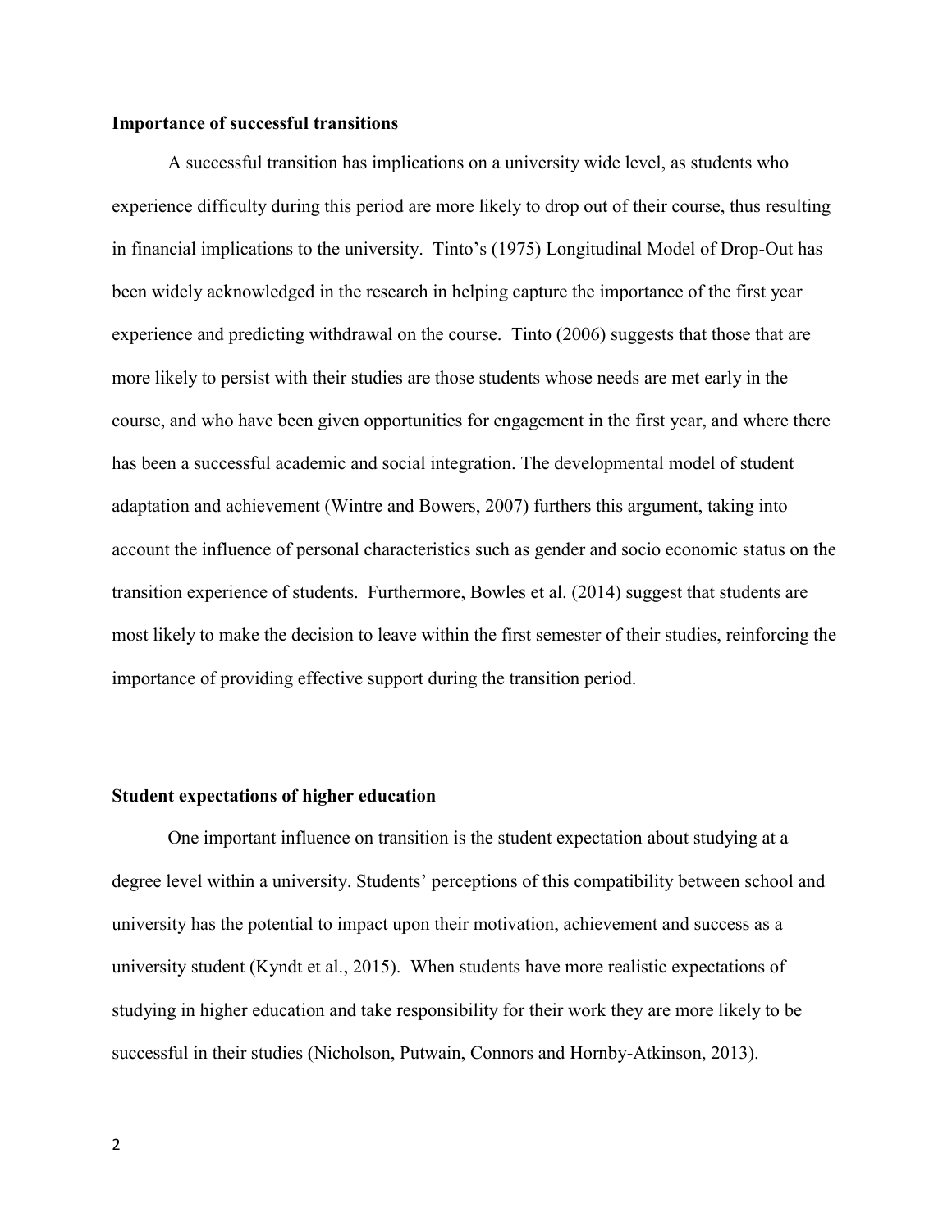## Importance of successful transitions

A successful transition has implications on a university wide level, as students who experience difficulty during this period are more likely to drop out of their course, thus resulting in financial implications to the university. Tinto's (1975) Longitudinal Model of Drop-Out has been widely acknowledged in the research in helping capture the importance of the first year experience and predicting withdrawal on the course. Tinto (2006) suggests that those that are more likely to persist with their studies are those students whose needs are met early in the course, and who have been given opportunities for engagement in the first year, and where there has been a successful academic and social integration. The developmental model of student adaptation and achievement (Wintre and Bowers, 2007) furthers this argument, taking into account the influence of personal characteristics such as gender and socio economic status on the transition experience of students. Furthermore, Bowles et al. (2014) suggest that students are most likely to make the decision to leave within the first semester of their studies, reinforcing the importance of providing effective support during the transition period.

## Student expectations of higher education

One important influence on transition is the student expectation about studying at a degree level within a university. Students' perceptions of this compatibility between school and university has the potential to impact upon their motivation, achievement and success as a university student (Kyndt et al., 2015). When students have more realistic expectations of studying in higher education and take responsibility for their work they are more likely to be successful in their studies (Nicholson, Putwain, Connors and Hornby-Atkinson, 2013).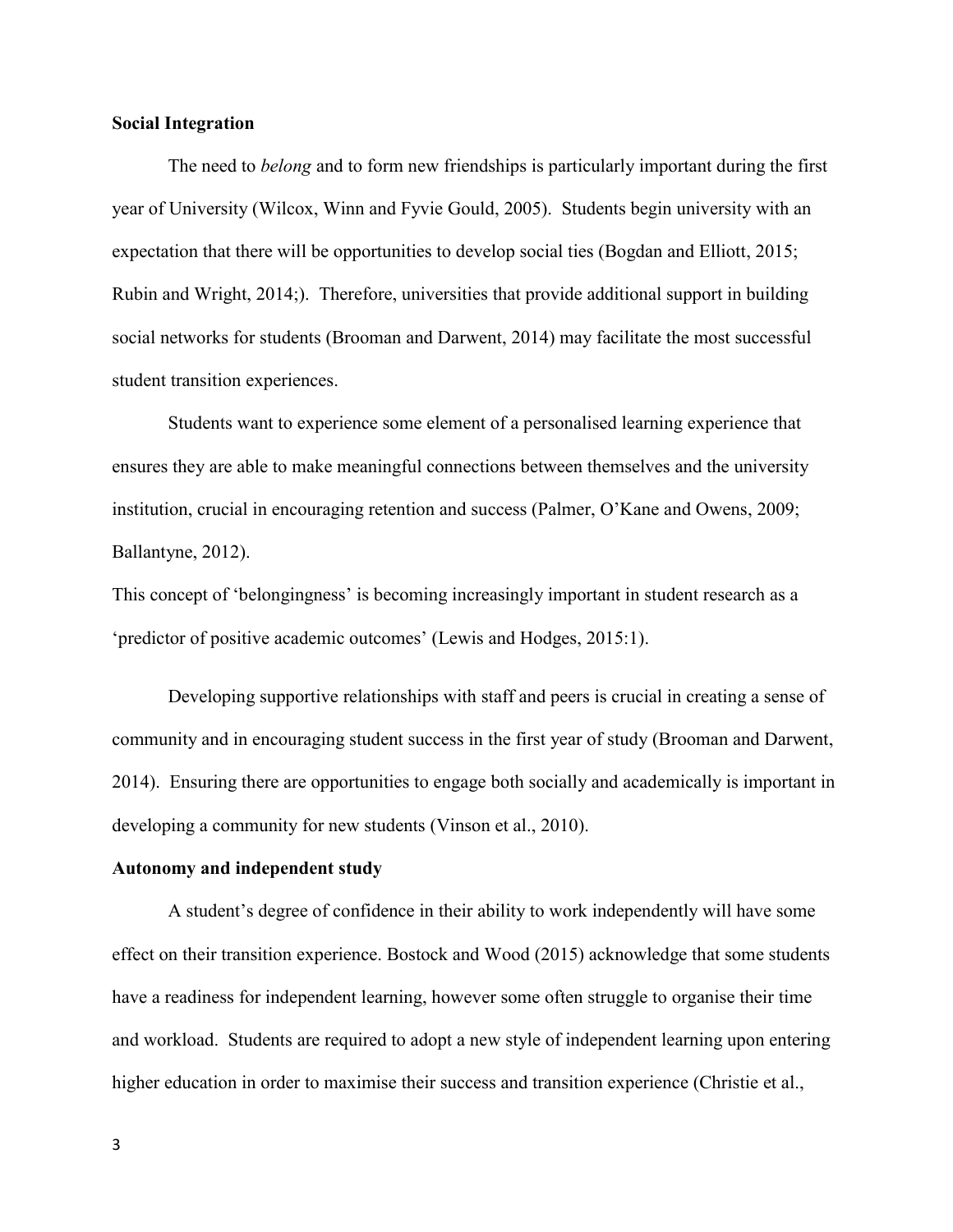## Social Integration

The need to *belong* and to form new friendships is particularly important during the first year of University (Wilcox, Winn and Fyvie Gould, 2005). Students begin university with an expectation that there will be opportunities to develop social ties (Bogdan and Elliott, 2015; Rubin and Wright, 2014;). Therefore, universities that provide additional support in building social networks for students (Brooman and Darwent, 2014) may facilitate the most successful student transition experiences.

Students want to experience some element of a personalised learning experience that ensures they are able to make meaningful connections between themselves and the university institution, crucial in encouraging retention and success (Palmer, O'Kane and Owens, 2009; Ballantyne, 2012).

This concept of 'belongingness' is becoming increasingly important in student research as a 'predictor of positive academic outcomes' (Lewis and Hodges, 2015:1).

Developing supportive relationships with staff and peers is crucial in creating a sense of community and in encouraging student success in the first year of study (Brooman and Darwent, 2014). Ensuring there are opportunities to engage both socially and academically is important in developing a community for new students (Vinson et al., 2010).

## Autonomy and independent study

A student's degree of confidence in their ability to work independently will have some effect on their transition experience. Bostock and Wood (2015) acknowledge that some students have a readiness for independent learning, however some often struggle to organise their time and workload. Students are required to adopt a new style of independent learning upon entering higher education in order to maximise their success and transition experience (Christie et al.,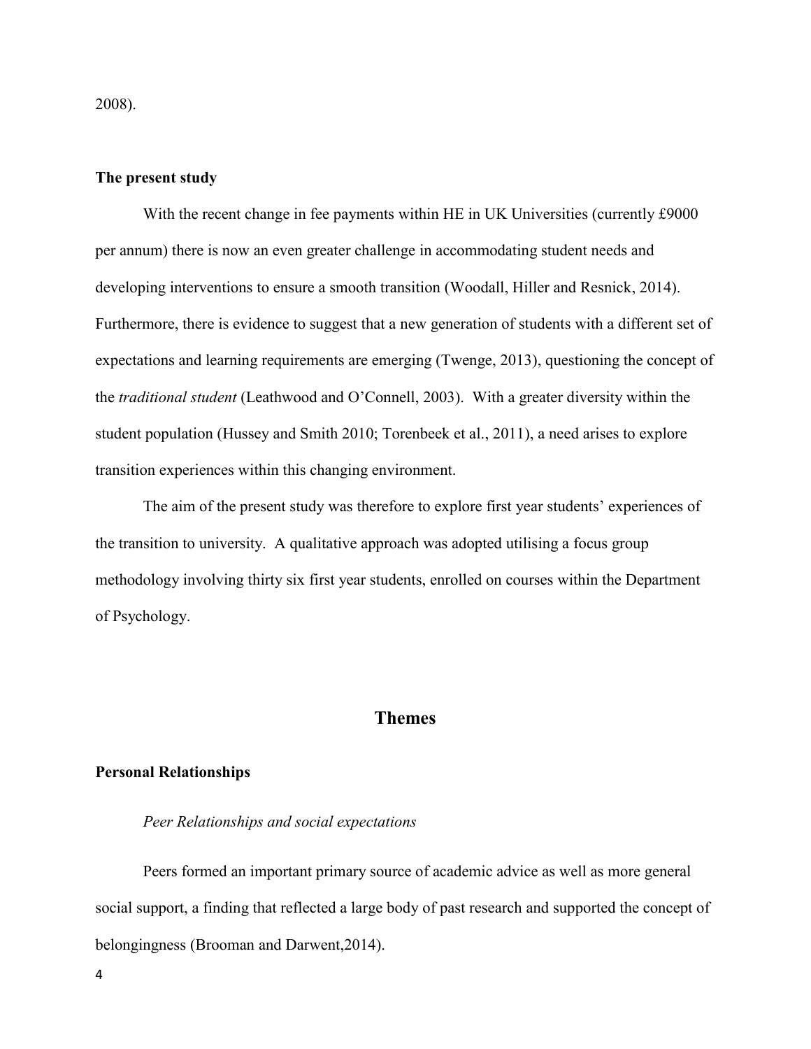2008).

### The present study

With the recent change in fee payments within HE in UK Universities (currently £9000 per annum) there is now an even greater challenge in accommodating student needs and developing interventions to ensure a smooth transition (Woodall, Hiller and Resnick, 2014). Furthermore, there is evidence to suggest that a new generation of students with a different set of expectations and learning requirements are emerging (Twenge, 2013), questioning the concept of the *traditional student* (Leathwood and O'Connell, 2003). With a greater diversity within the student population (Hussey and Smith 2010; Torenbeek et al., 2011), a need arises to explore transition experiences within this changing environment.

The aim of the present study was therefore to explore first year students' experiences of the transition to university. A qualitative approach was adopted utilising a focus group methodology involving thirty six first year students, enrolled on courses within the Department of Psychology.

## Themes

### Personal Relationships

#### *Peer Relationships and social expectations*

Peers formed an important primary source of academic advice as well as more general social support, a finding that reflected a large body of past research and supported the concept of belongingness (Brooman and Darwent,2014).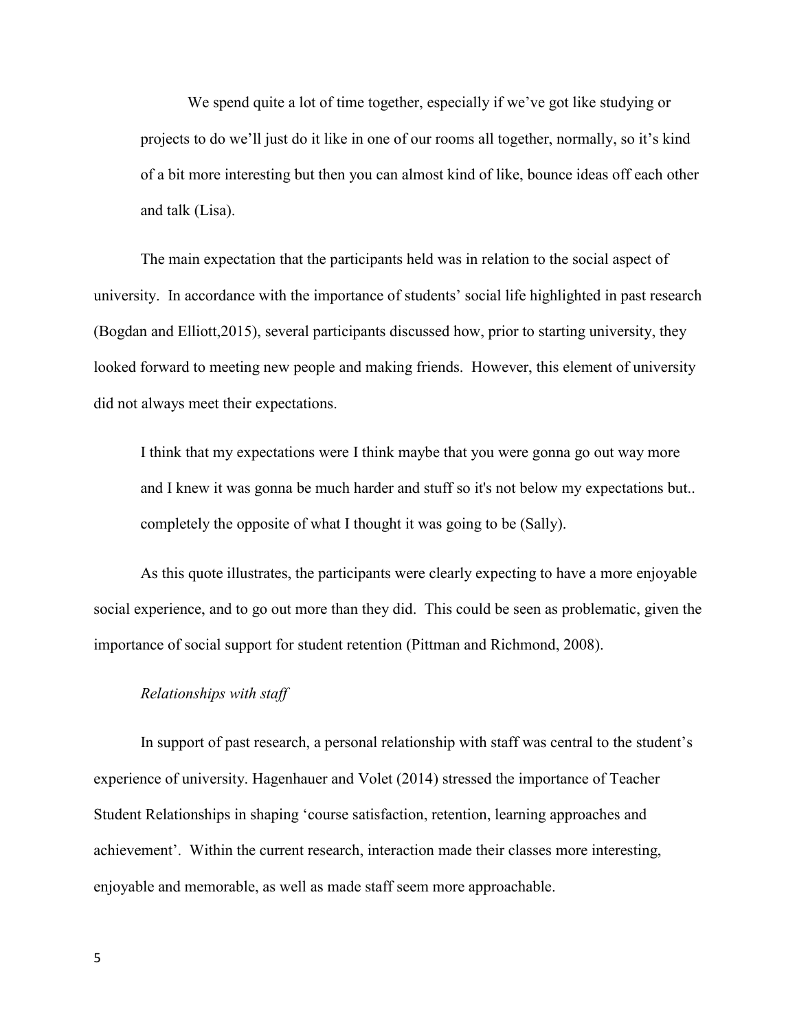> We spend quite a lot of time together, especially if we've got like studying or projects to do we'll just do it like in one of our rooms all together, normally, so it's kind of a bit more interesting but then you can almost kind of like, bounce ideas off each other and talk (Lisa).

The main expectation that the participants held was in relation to the social aspect of university. In accordance with the importance of students' social life highlighted in past research (Bogdan and Elliott,2015), several participants discussed how, prior to starting university, they looked forward to meeting new people and making friends. However, this element of university did not always meet their expectations.

> I think that my expectations were I think maybe that you were gonna go out way more and I knew it was gonna be much harder and stuff so it's not below my expectations but.. completely the opposite of what I thought it was going to be (Sally).

As this quote illustrates, the participants were clearly expecting to have a more enjoyable social experience, and to go out more than they did. This could be seen as problematic, given the importance of social support for student retention (Pittman and Richmond, 2008).

*Relationships with staff*

In support of past research, a personal relationship with staff was central to the student's experience of university. Hagenhauer and Volet (2014) stressed the importance of Teacher Student Relationships in shaping 'course satisfaction, retention, learning approaches and achievement'. Within the current research, interaction made their classes more interesting, enjoyable and memorable, as well as made staff seem more approachable.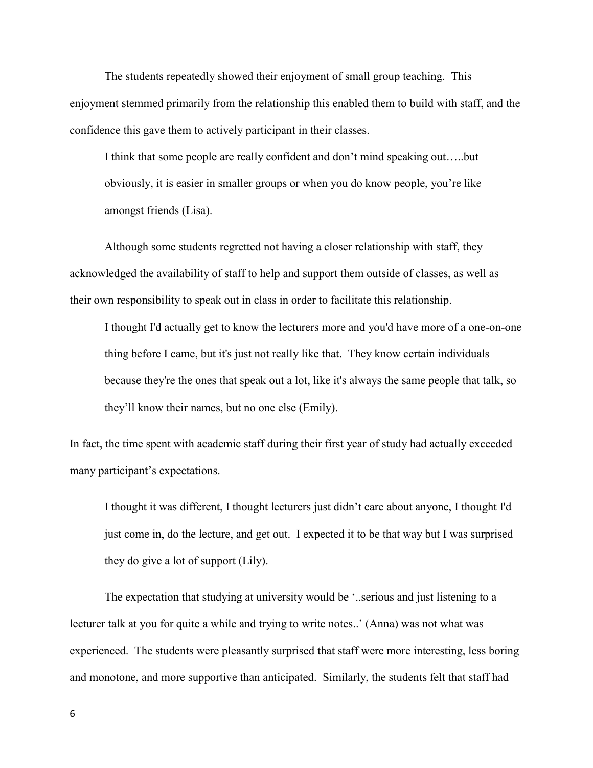The students repeatedly showed their enjoyment of small group teaching. This enjoyment stemmed primarily from the relationship this enabled them to build with staff, and the confidence this gave them to actively participant in their classes.

> I think that some people are really confident and don't mind speaking out…..but obviously, it is easier in smaller groups or when you do know people, you're like amongst friends (Lisa).

Although some students regretted not having a closer relationship with staff, they acknowledged the availability of staff to help and support them outside of classes, as well as their own responsibility to speak out in class in order to facilitate this relationship.

> I thought I'd actually get to know the lecturers more and you'd have more of a one-on-one thing before I came, but it's just not really like that. They know certain individuals because they're the ones that speak out a lot, like it's always the same people that talk, so they'll know their names, but no one else (Emily).

In fact, the time spent with academic staff during their first year of study had actually exceeded many participant's expectations.

> I thought it was different, I thought lecturers just didn't care about anyone, I thought I'd just come in, do the lecture, and get out. I expected it to be that way but I was surprised they do give a lot of support (Lily).

The expectation that studying at university would be '..serious and just listening to a lecturer talk at you for quite a while and trying to write notes..' (Anna) was not what was experienced. The students were pleasantly surprised that staff were more interesting, less boring and monotone, and more supportive than anticipated. Similarly, the students felt that staff had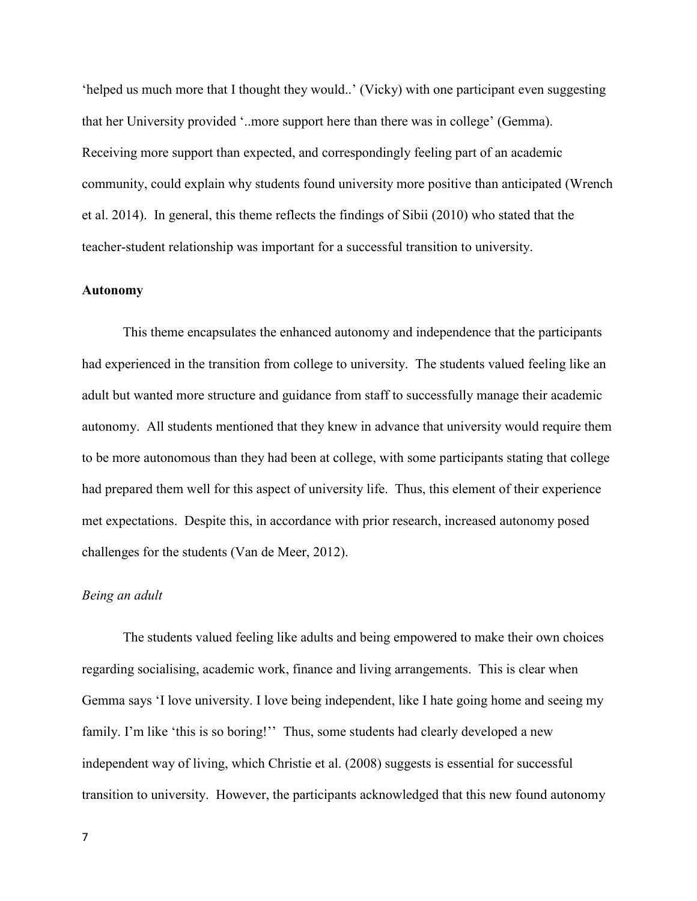'helped us much more that I thought they would..' (Vicky) with one participant even suggesting that her University provided '..more support here than there was in college' (Gemma). Receiving more support than expected, and correspondingly feeling part of an academic community, could explain why students found university more positive than anticipated (Wrench et al. 2014). In general, this theme reflects the findings of Sibii (2010) who stated that the teacher-student relationship was important for a successful transition to university.

**Autonomy**

This theme encapsulates the enhanced autonomy and independence that the participants had experienced in the transition from college to university. The students valued feeling like an adult but wanted more structure and guidance from staff to successfully manage their academic autonomy. All students mentioned that they knew in advance that university would require them to be more autonomous than they had been at college, with some participants stating that college had prepared them well for this aspect of university life. Thus, this element of their experience met expectations. Despite this, in accordance with prior research, increased autonomy posed challenges for the students (Van de Meer, 2012).

*Being an adult*

The students valued feeling like adults and being empowered to make their own choices regarding socialising, academic work, finance and living arrangements. This is clear when Gemma says 'I love university. I love being independent, like I hate going home and seeing my family. I'm like 'this is so boring!'' Thus, some students had clearly developed a new independent way of living, which Christie et al. (2008) suggests is essential for successful transition to university. However, the participants acknowledged that this new found autonomy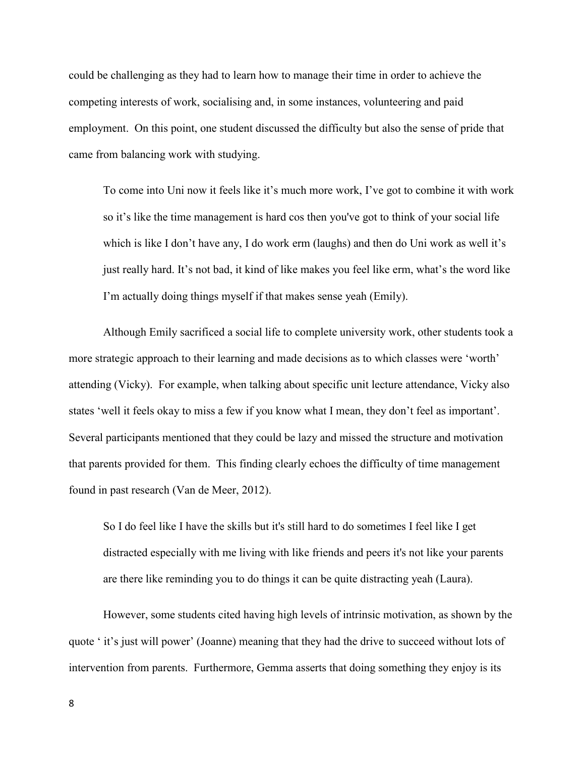could be challenging as they had to learn how to manage their time in order to achieve the competing interests of work, socialising and, in some instances, volunteering and paid employment. On this point, one student discussed the difficulty but also the sense of pride that came from balancing work with studying.

> To come into Uni now it feels like it's much more work, I've got to combine it with work so it's like the time management is hard cos then you've got to think of your social life which is like I don't have any, I do work erm (laughs) and then do Uni work as well it's just really hard. It's not bad, it kind of like makes you feel like erm, what's the word like I'm actually doing things myself if that makes sense yeah (Emily).

Although Emily sacrificed a social life to complete university work, other students took a more strategic approach to their learning and made decisions as to which classes were 'worth' attending (Vicky). For example, when talking about specific unit lecture attendance, Vicky also states 'well it feels okay to miss a few if you know what I mean, they don't feel as important'. Several participants mentioned that they could be lazy and missed the structure and motivation that parents provided for them. This finding clearly echoes the difficulty of time management found in past research (Van de Meer, 2012).

> So I do feel like I have the skills but it's still hard to do sometimes I feel like I get distracted especially with me living with like friends and peers it's not like your parents are there like reminding you to do things it can be quite distracting yeah (Laura).

However, some students cited having high levels of intrinsic motivation, as shown by the quote ' it's just will power' (Joanne) meaning that they had the drive to succeed without lots of intervention from parents. Furthermore, Gemma asserts that doing something they enjoy is its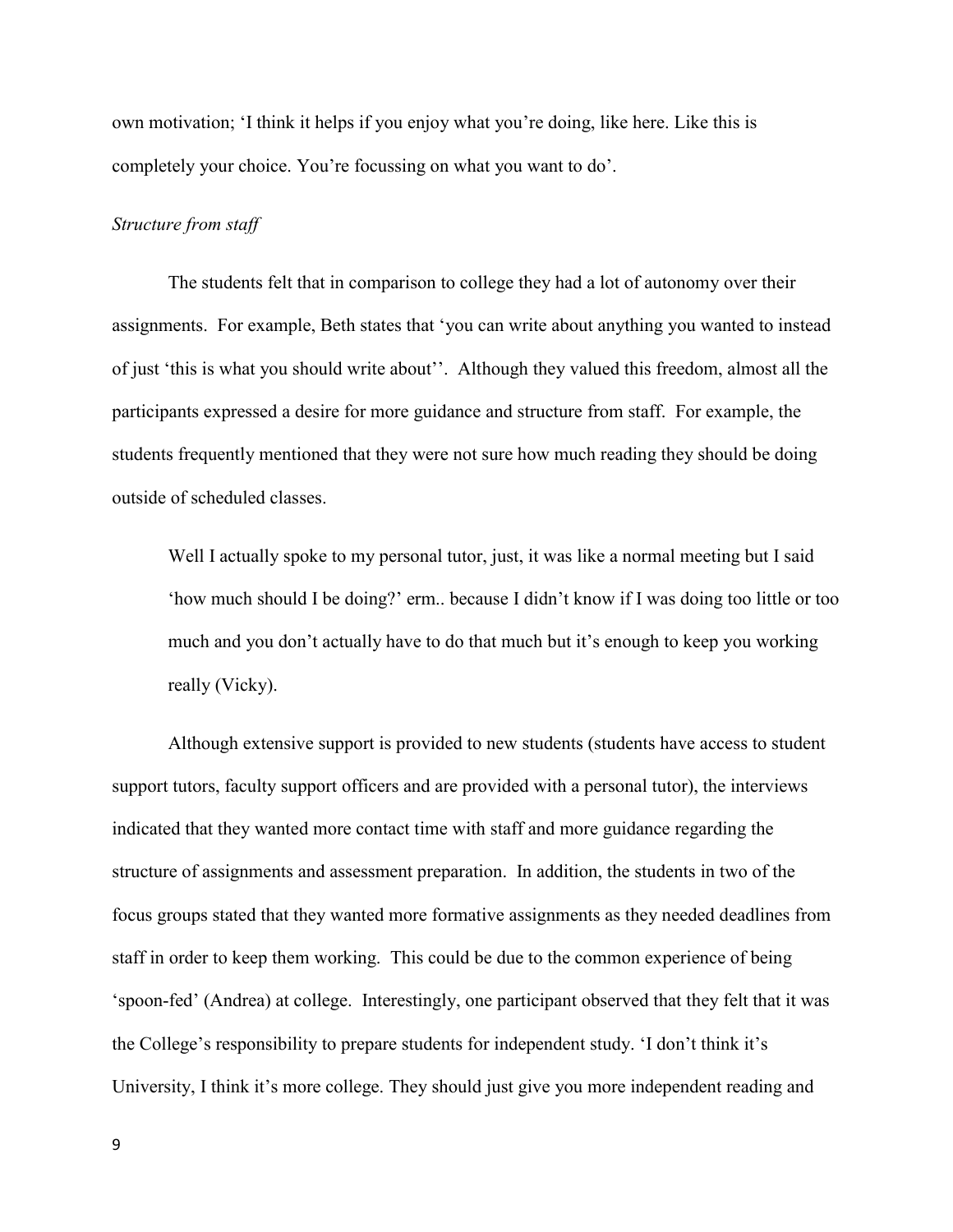own motivation; 'I think it helps if you enjoy what you're doing, like here. Like this is completely your choice. You're focussing on what you want to do'.

*Structure from staff*

The students felt that in comparison to college they had a lot of autonomy over their assignments. For example, Beth states that 'you can write about anything you wanted to instead of just 'this is what you should write about''. Although they valued this freedom, almost all the participants expressed a desire for more guidance and structure from staff. For example, the students frequently mentioned that they were not sure how much reading they should be doing outside of scheduled classes.

> Well I actually spoke to my personal tutor, just, it was like a normal meeting but I said 'how much should I be doing?' erm.. because I didn't know if I was doing too little or too much and you don't actually have to do that much but it's enough to keep you working really (Vicky).

Although extensive support is provided to new students (students have access to student support tutors, faculty support officers and are provided with a personal tutor), the interviews indicated that they wanted more contact time with staff and more guidance regarding the structure of assignments and assessment preparation. In addition, the students in two of the focus groups stated that they wanted more formative assignments as they needed deadlines from staff in order to keep them working. This could be due to the common experience of being 'spoon-fed' (Andrea) at college. Interestingly, one participant observed that they felt that it was the College's responsibility to prepare students for independent study. 'I don't think it's University, I think it's more college. They should just give you more independent reading and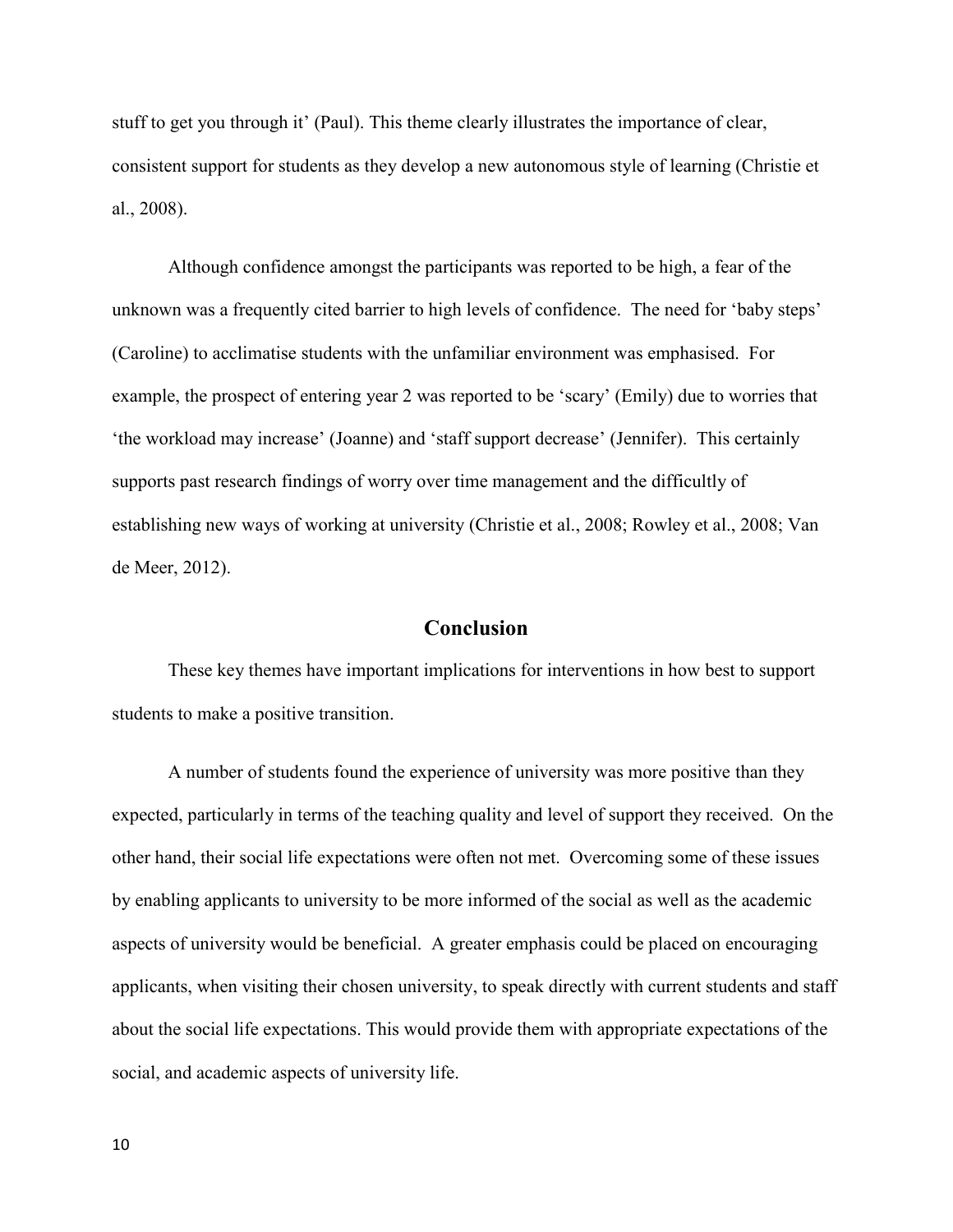stuff to get you through it' (Paul). This theme clearly illustrates the importance of clear, consistent support for students as they develop a new autonomous style of learning (Christie et al., 2008).

Although confidence amongst the participants was reported to be high, a fear of the unknown was a frequently cited barrier to high levels of confidence. The need for 'baby steps' (Caroline) to acclimatise students with the unfamiliar environment was emphasised. For example, the prospect of entering year 2 was reported to be 'scary' (Emily) due to worries that 'the workload may increase' (Joanne) and 'staff support decrease' (Jennifer). This certainly supports past research findings of worry over time management and the difficultly of establishing new ways of working at university (Christie et al., 2008; Rowley et al., 2008; Van de Meer, 2012).

## Conclusion

These key themes have important implications for interventions in how best to support students to make a positive transition.

A number of students found the experience of university was more positive than they expected, particularly in terms of the teaching quality and level of support they received. On the other hand, their social life expectations were often not met. Overcoming some of these issues by enabling applicants to university to be more informed of the social as well as the academic aspects of university would be beneficial. A greater emphasis could be placed on encouraging applicants, when visiting their chosen university, to speak directly with current students and staff about the social life expectations. This would provide them with appropriate expectations of the social, and academic aspects of university life.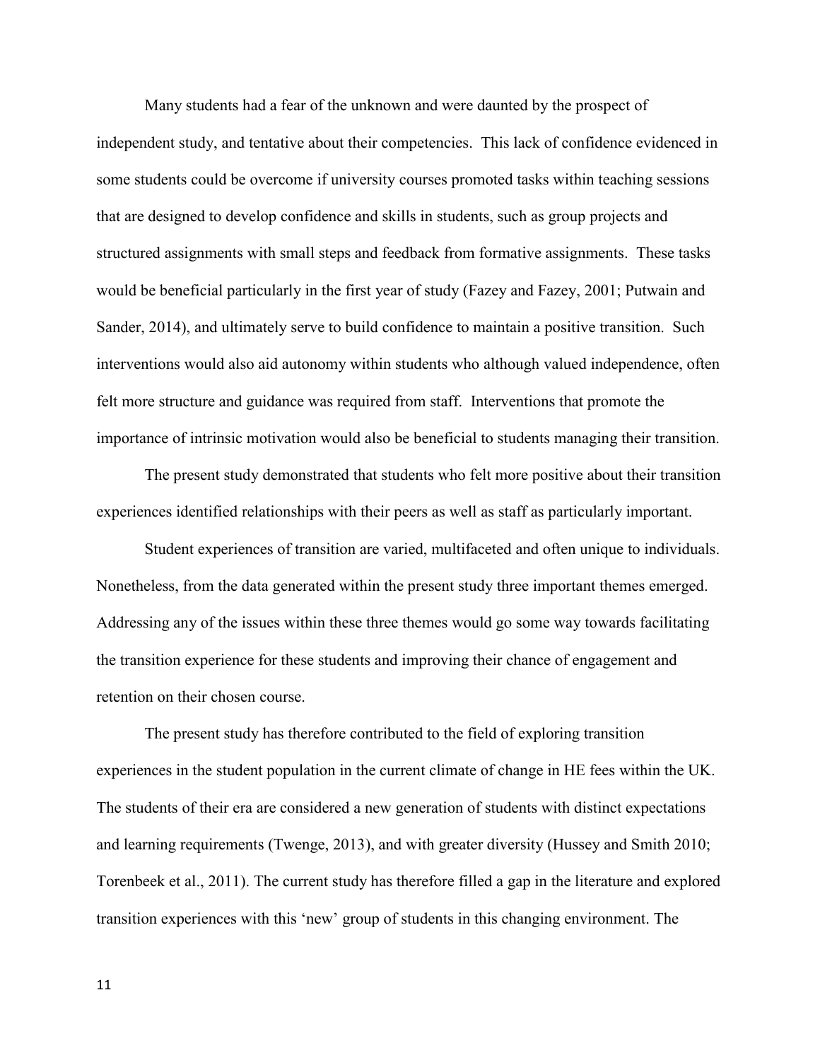Many students had a fear of the unknown and were daunted by the prospect of independent study, and tentative about their competencies. This lack of confidence evidenced in some students could be overcome if university courses promoted tasks within teaching sessions that are designed to develop confidence and skills in students, such as group projects and structured assignments with small steps and feedback from formative assignments. These tasks would be beneficial particularly in the first year of study (Fazey and Fazey, 2001; Putwain and Sander, 2014), and ultimately serve to build confidence to maintain a positive transition. Such interventions would also aid autonomy within students who although valued independence, often felt more structure and guidance was required from staff. Interventions that promote the importance of intrinsic motivation would also be beneficial to students managing their transition.

The present study demonstrated that students who felt more positive about their transition experiences identified relationships with their peers as well as staff as particularly important.

Student experiences of transition are varied, multifaceted and often unique to individuals. Nonetheless, from the data generated within the present study three important themes emerged. Addressing any of the issues within these three themes would go some way towards facilitating the transition experience for these students and improving their chance of engagement and retention on their chosen course.

The present study has therefore contributed to the field of exploring transition experiences in the student population in the current climate of change in HE fees within the UK. The students of their era are considered a new generation of students with distinct expectations and learning requirements (Twenge, 2013), and with greater diversity (Hussey and Smith 2010; Torenbeek et al., 2011). The current study has therefore filled a gap in the literature and explored transition experiences with this 'new' group of students in this changing environment. The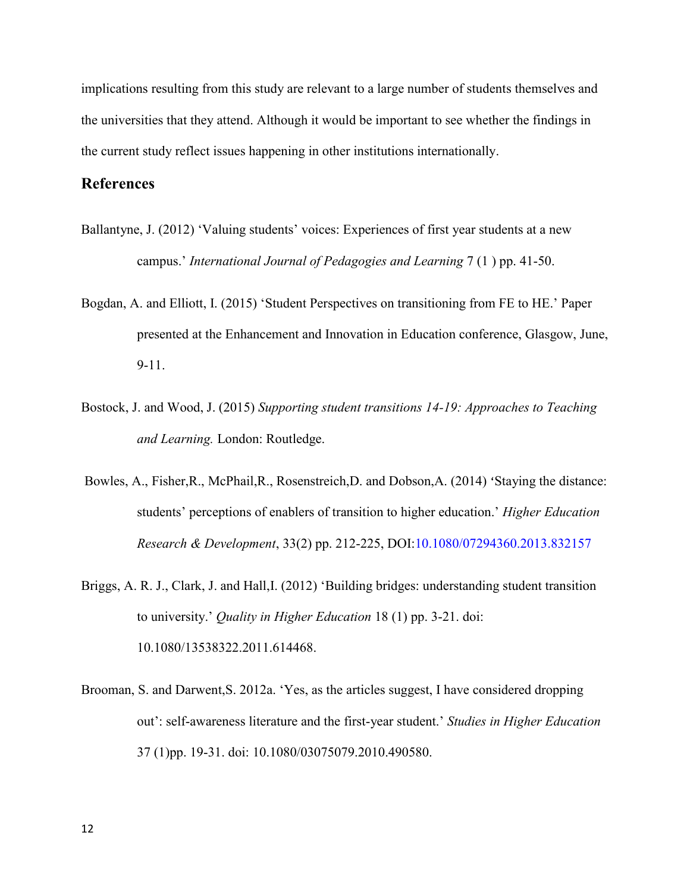implications resulting from this study are relevant to a large number of students themselves and the universities that they attend. Although it would be important to see whether the findings in the current study reflect issues happening in other institutions internationally.

## References

Ballantyne, J. (2012) 'Valuing students' voices: Experiences of first year students at a new campus.' *International Journal of Pedagogies and Learning* 7 (1 ) pp. 41-50.

Bogdan, A. and Elliott, I. (2015) 'Student Perspectives on transitioning from FE to HE.' Paper presented at the Enhancement and Innovation in Education conference, Glasgow, June, 9-11.

Bostock, J. and Wood, J. (2015) *Supporting student transitions 14-19: Approaches to Teaching and Learning.* London: Routledge.

Bowles, A., Fisher,R., McPhail,R., Rosenstreich,D. and Dobson,A. (2014) 'Staying the distance: students' perceptions of enablers of transition to higher education.' *Higher Education Research & Development*, 33(2) pp. 212-225, DOI:10.1080/07294360.2013.832157

Briggs, A. R. J., Clark, J. and Hall,I. (2012) 'Building bridges: understanding student transition to university.' *Quality in Higher Education* 18 (1) pp. 3-21. doi: 10.1080/13538322.2011.614468.

Brooman, S. and Darwent,S. 2012a. 'Yes, as the articles suggest, I have considered dropping out': self-awareness literature and the first-year student.' *Studies in Higher Education* 37 (1)pp. 19-31. doi: 10.1080/03075079.2010.490580.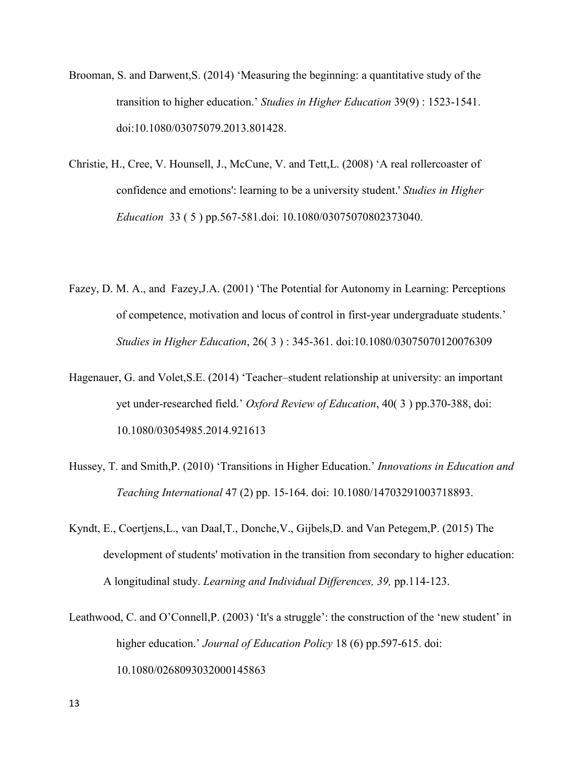Brooman, S. and Darwent,S. (2014) 'Measuring the beginning: a quantitative study of the transition to higher education.' *Studies in Higher Education* 39(9) : 1523-1541. doi:10.1080/03075079.2013.801428.

Christie, H., Cree, V. Hounsell, J., McCune, V. and Tett,L. (2008) 'A real rollercoaster of confidence and emotions': learning to be a university student.' *Studies in Higher Education* 33 ( 5 ) pp.567-581.doi: 10.1080/03075070802373040.

Fazey, D. M. A., and Fazey,J.A. (2001) 'The Potential for Autonomy in Learning: Perceptions of competence, motivation and locus of control in first-year undergraduate students.' *Studies in Higher Education*, 26( 3 ) : 345-361. doi:10.1080/03075070120076309

Hagenauer, G. and Volet,S.E. (2014) 'Teacher–student relationship at university: an important yet under-researched field.' *Oxford Review of Education*, 40( 3 ) pp.370-388, doi: 10.1080/03054985.2014.921613

Hussey, T. and Smith,P. (2010) 'Transitions in Higher Education.' *Innovations in Education and Teaching International* 47 (2) pp. 15-164. doi: 10.1080/14703291003718893.

Kyndt, E., Coertjens,L., van Daal,T., Donche,V., Gijbels,D. and Van Petegem,P. (2015) The development of students' motivation in the transition from secondary to higher education: A longitudinal study. *Learning and Individual Differences, 39,* pp.114-123.

Leathwood, C. and O'Connell,P. (2003) 'It's a struggle': the construction of the 'new student' in higher education.' *Journal of Education Policy* 18 (6) pp.597-615. doi: 10.1080/0268093032000145863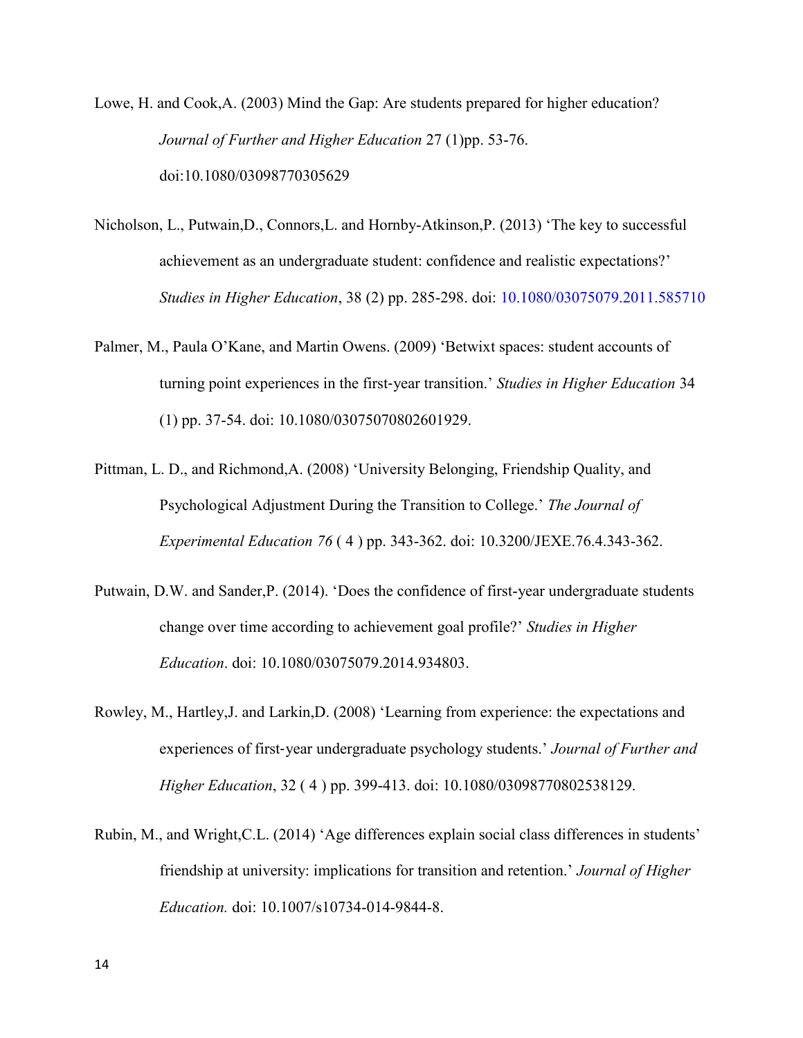Lowe, H. and Cook,A. (2003) Mind the Gap: Are students prepared for higher education? *Journal of Further and Higher Education* 27 (1)pp. 53-76. doi:10.1080/03098770305629

Nicholson, L., Putwain,D., Connors,L. and Hornby-Atkinson,P. (2013) 'The key to successful achievement as an undergraduate student: confidence and realistic expectations?' *Studies in Higher Education*, 38 (2) pp. 285-298. doi: 10.1080/03075079.2011.585710

Palmer, M., Paula O'Kane, and Martin Owens. (2009) 'Betwixt spaces: student accounts of turning point experiences in the first-year transition.' *Studies in Higher Education* 34 (1) pp. 37-54. doi: 10.1080/03075070802601929.

Pittman, L. D., and Richmond,A. (2008) 'University Belonging, Friendship Quality, and Psychological Adjustment During the Transition to College.' *The Journal of Experimental Education 76* ( 4 ) pp. 343-362. doi: 10.3200/JEXE.76.4.343-362.

Putwain, D.W. and Sander,P. (2014). 'Does the confidence of first-year undergraduate students change over time according to achievement goal profile?' *Studies in Higher Education*. doi: 10.1080/03075079.2014.934803.

Rowley, M., Hartley,J. and Larkin,D. (2008) 'Learning from experience: the expectations and experiences of first-year undergraduate psychology students.' *Journal of Further and Higher Education*, 32 ( 4 ) pp. 399-413. doi: 10.1080/03098770802538129.

Rubin, M., and Wright,C.L. (2014) 'Age differences explain social class differences in students' friendship at university: implications for transition and retention.' *Journal of Higher Education.* doi: 10.1007/s10734-014-9844-8.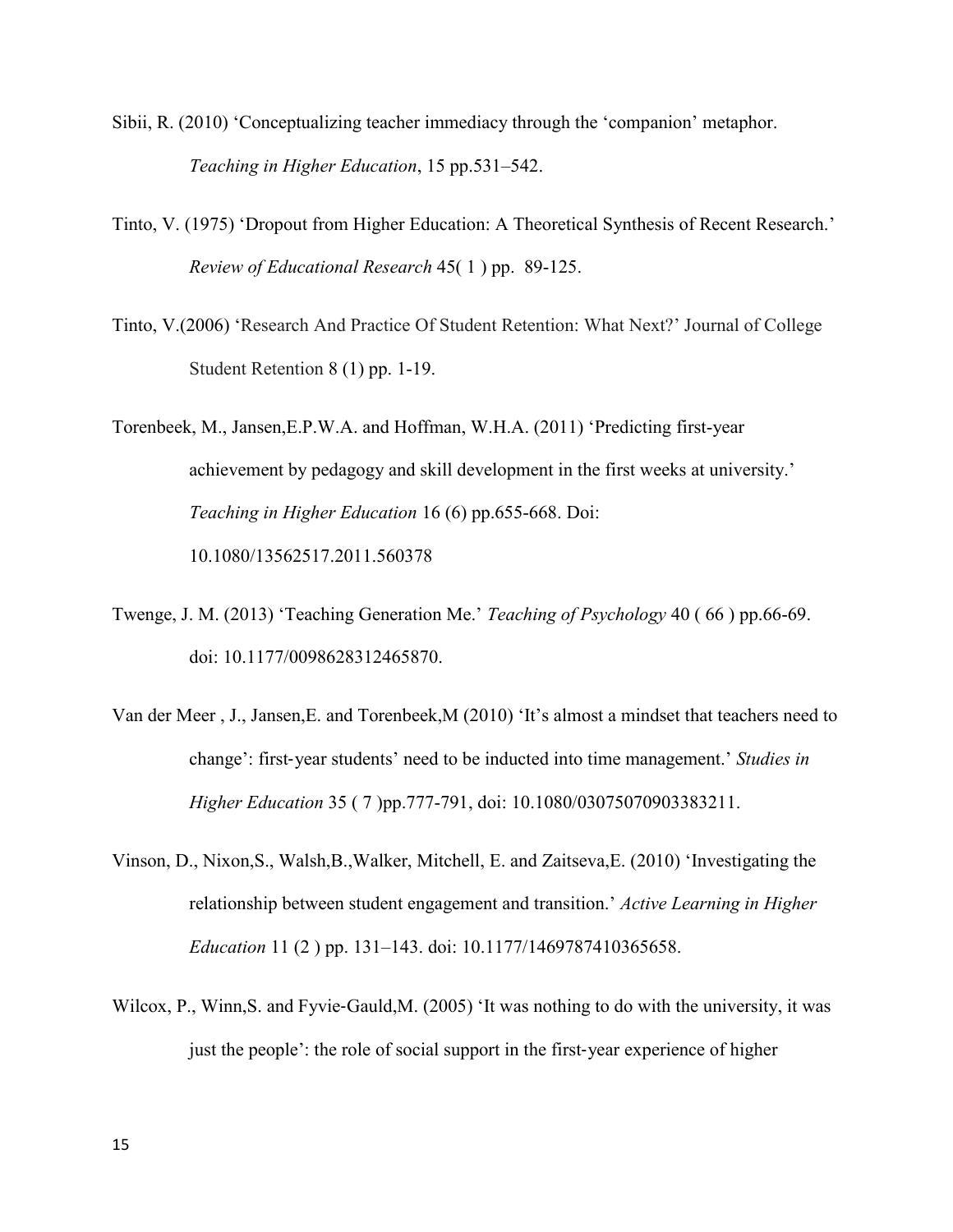Sibii, R. (2010) 'Conceptualizing teacher immediacy through the 'companion' metaphor. *Teaching in Higher Education*, 15 pp.531–542.

Tinto, V. (1975) 'Dropout from Higher Education: A Theoretical Synthesis of Recent Research.' *Review of Educational Research* 45( 1 ) pp.  89-125.

Tinto, V.(2006) 'Research And Practice Of Student Retention: What Next?' Journal of College Student Retention 8 (1) pp. 1-19.

Torenbeek, M., Jansen,E.P.W.A. and Hoffman, W.H.A. (2011) 'Predicting first-year achievement by pedagogy and skill development in the first weeks at university.' *Teaching in Higher Education* 16 (6) pp.655-668. Doi: 10.1080/13562517.2011.560378

Twenge, J. M. (2013) 'Teaching Generation Me.' *Teaching of Psychology* 40 ( 66 ) pp.66-69. doi: 10.1177/0098628312465870.

Van der Meer , J., Jansen,E. and Torenbeek,M (2010) 'It's almost a mindset that teachers need to change': first-year students' need to be inducted into time management.' *Studies in Higher Education* 35 ( 7 )pp.777-791, doi: 10.1080/03075070903383211.

Vinson, D., Nixon,S., Walsh,B.,Walker, Mitchell, E. and Zaitseva,E. (2010) 'Investigating the relationship between student engagement and transition.' *Active Learning in Higher Education* 11 (2 ) pp. 131–143. doi: 10.1177/1469787410365658.

Wilcox, P., Winn,S. and Fyvie-Gauld,M. (2005) 'It was nothing to do with the university, it was just the people': the role of social support in the first-year experience of higher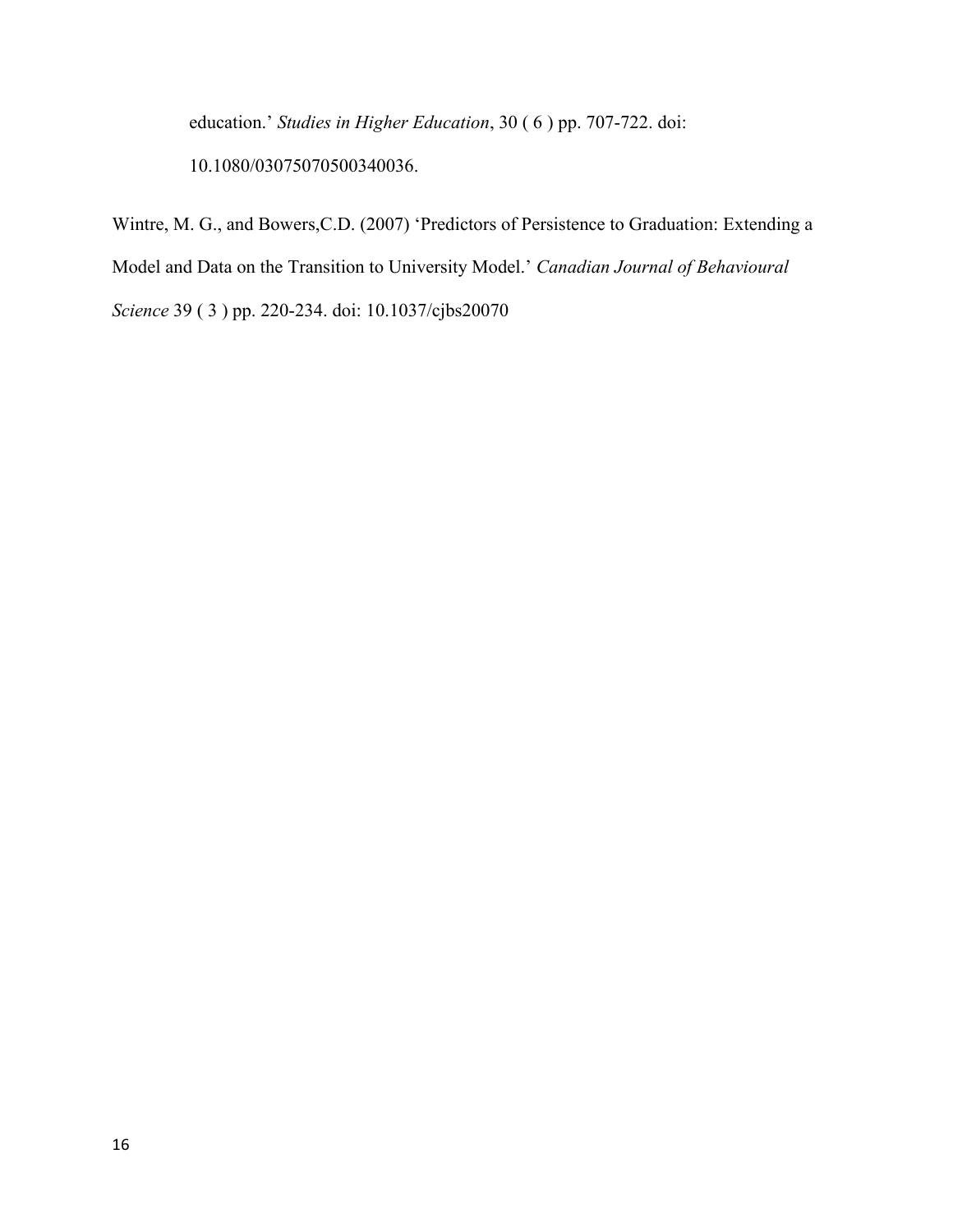education.' *Studies in Higher Education*, 30 ( 6 ) pp. 707-722. doi: 10.1080/03075070500340036.

Wintre, M. G., and Bowers,C.D. (2007) 'Predictors of Persistence to Graduation: Extending a Model and Data on the Transition to University Model.' *Canadian Journal of Behavioural Science* 39 ( 3 ) pp. 220-234. doi: 10.1037/cjbs20070